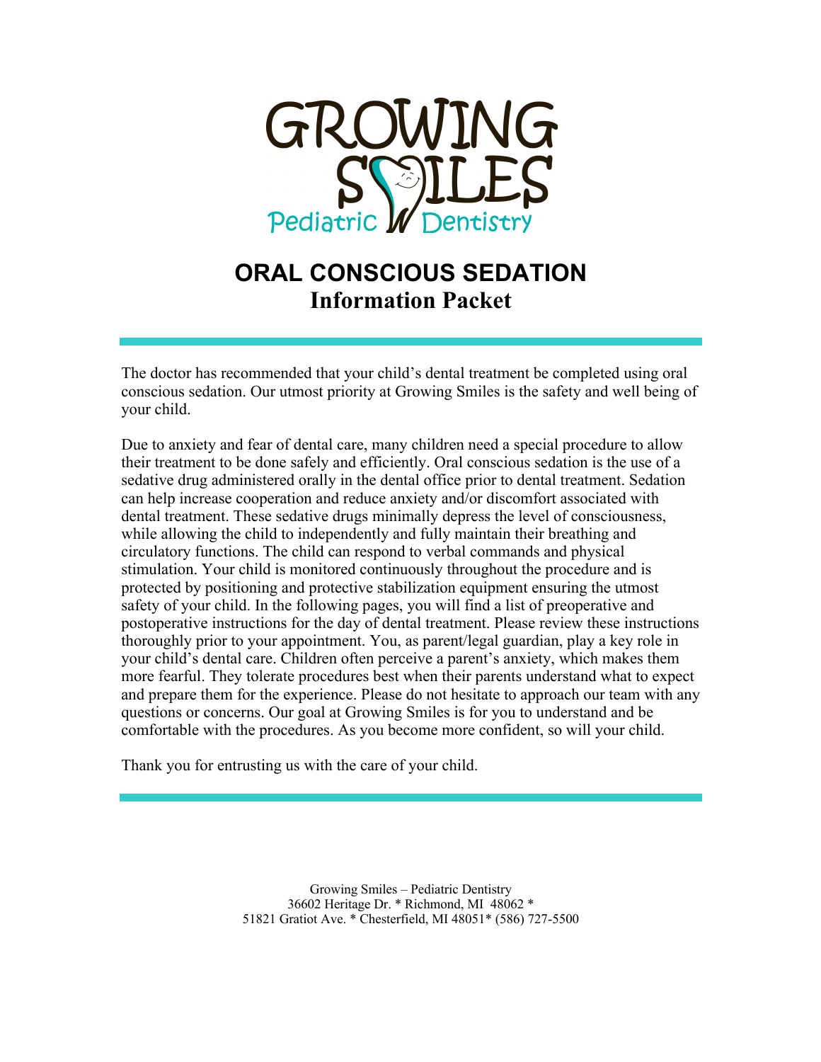GROWING SMILES
Pediatric Dentistry

# ORAL CONSCIOUS SEDATION
## Information Packet

---

The doctor has recommended that your child's dental treatment be completed using oral conscious sedation. Our utmost priority at Growing Smiles is the safety and well being of your child.

Due to anxiety and fear of dental care, many children need a special procedure to allow their treatment to be done safely and efficiently. Oral conscious sedation is the use of a sedative drug administered orally in the dental office prior to dental treatment. Sedation can help increase cooperation and reduce anxiety and/or discomfort associated with dental treatment. These sedative drugs minimally depress the level of consciousness, while allowing the child to independently and fully maintain their breathing and circulatory functions. The child can respond to verbal commands and physical stimulation. Your child is monitored continuously throughout the procedure and is protected by positioning and protective stabilization equipment ensuring the utmost safety of your child. In the following pages, you will find a list of preoperative and postoperative instructions for the day of dental treatment. Please review these instructions thoroughly prior to your appointment. You, as parent/legal guardian, play a key role in your child's dental care. Children often perceive a parent's anxiety, which makes them more fearful. They tolerate procedures best when their parents understand what to expect and prepare them for the experience. Please do not hesitate to approach our team with any questions or concerns. Our goal at Growing Smiles is for you to understand and be comfortable with the procedures. As you become more confident, so will your child.

Thank you for entrusting us with the care of your child.

---

Growing Smiles – Pediatric Dentistry
36602 Heritage Dr. * Richmond, MI 48062 *
51821 Gratiot Ave. * Chesterfield, MI 48051* (586) 727-5500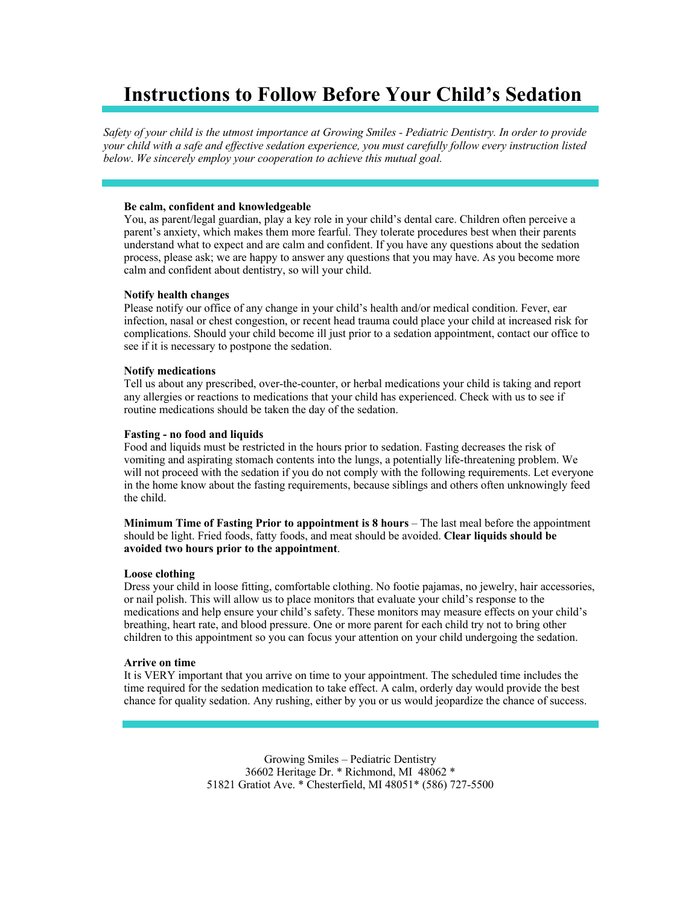# Instructions to Follow Before Your Child's Sedation

*Safety of your child is the utmost importance at Growing Smiles - Pediatric Dentistry. In order to provide your child with a safe and effective sedation experience, you must carefully follow every instruction listed below. We sincerely employ your cooperation to achieve this mutual goal.*

**Be calm, confident and knowledgeable**
You, as parent/legal guardian, play a key role in your child's dental care. Children often perceive a parent's anxiety, which makes them more fearful. They tolerate procedures best when their parents understand what to expect and are calm and confident. If you have any questions about the sedation process, please ask; we are happy to answer any questions that you may have. As you become more calm and confident about dentistry, so will your child.

**Notify health changes**
Please notify our office of any change in your child's health and/or medical condition. Fever, ear infection, nasal or chest congestion, or recent head trauma could place your child at increased risk for complications. Should your child become ill just prior to a sedation appointment, contact our office to see if it is necessary to postpone the sedation.

**Notify medications**
Tell us about any prescribed, over-the-counter, or herbal medications your child is taking and report any allergies or reactions to medications that your child has experienced. Check with us to see if routine medications should be taken the day of the sedation.

**Fasting - no food and liquids**
Food and liquids must be restricted in the hours prior to sedation. Fasting decreases the risk of vomiting and aspirating stomach contents into the lungs, a potentially life-threatening problem. We will not proceed with the sedation if you do not comply with the following requirements. Let everyone in the home know about the fasting requirements, because siblings and others often unknowingly feed the child.

**Minimum Time of Fasting Prior to appointment is 8 hours** – The last meal before the appointment should be light. Fried foods, fatty foods, and meat should be avoided. **Clear liquids should be avoided two hours prior to the appointment**.

**Loose clothing**
Dress your child in loose fitting, comfortable clothing. No footie pajamas, no jewelry, hair accessories, or nail polish. This will allow us to place monitors that evaluate your child's response to the medications and help ensure your child's safety. These monitors may measure effects on your child's breathing, heart rate, and blood pressure. One or more parent for each child try not to bring other children to this appointment so you can focus your attention on your child undergoing the sedation.

**Arrive on time**
It is VERY important that you arrive on time to your appointment. The scheduled time includes the time required for the sedation medication to take effect. A calm, orderly day would provide the best chance for quality sedation. Any rushing, either by you or us would jeopardize the chance of success.

Growing Smiles – Pediatric Dentistry
36602 Heritage Dr. * Richmond, MI 48062 *
51821 Gratiot Ave. * Chesterfield, MI 48051* (586) 727-5500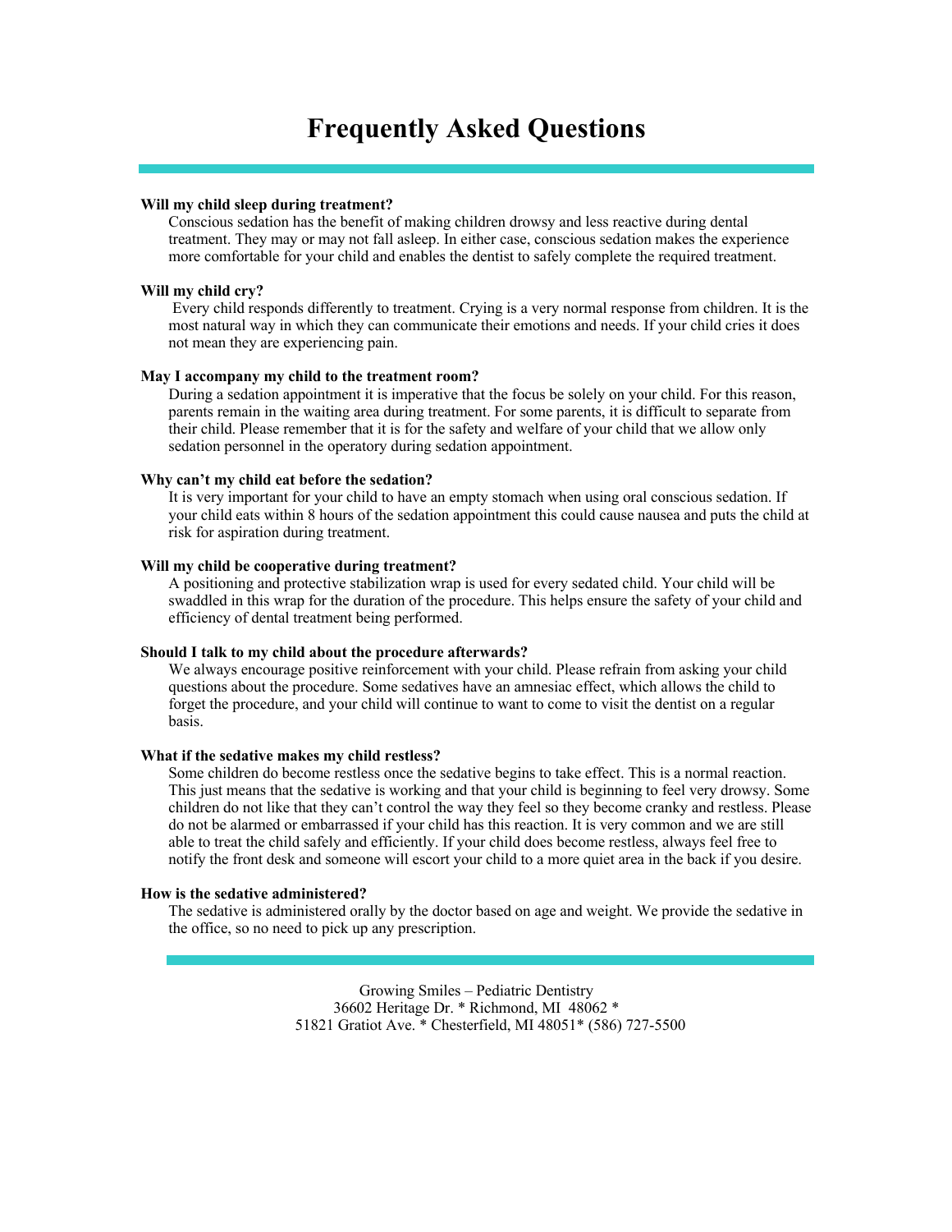# Frequently Asked Questions

**Will my child sleep during treatment?**

Conscious sedation has the benefit of making children drowsy and less reactive during dental treatment. They may or may not fall asleep. In either case, conscious sedation makes the experience more comfortable for your child and enables the dentist to safely complete the required treatment.

**Will my child cry?**

Every child responds differently to treatment. Crying is a very normal response from children. It is the most natural way in which they can communicate their emotions and needs. If your child cries it does not mean they are experiencing pain.

**May I accompany my child to the treatment room?**

During a sedation appointment it is imperative that the focus be solely on your child. For this reason, parents remain in the waiting area during treatment. For some parents, it is difficult to separate from their child. Please remember that it is for the safety and welfare of your child that we allow only sedation personnel in the operatory during sedation appointment.

**Why can't my child eat before the sedation?**

It is very important for your child to have an empty stomach when using oral conscious sedation. If your child eats within 8 hours of the sedation appointment this could cause nausea and puts the child at risk for aspiration during treatment.

**Will my child be cooperative during treatment?**

A positioning and protective stabilization wrap is used for every sedated child. Your child will be swaddled in this wrap for the duration of the procedure. This helps ensure the safety of your child and efficiency of dental treatment being performed.

**Should I talk to my child about the procedure afterwards?**

We always encourage positive reinforcement with your child. Please refrain from asking your child questions about the procedure. Some sedatives have an amnesiac effect, which allows the child to forget the procedure, and your child will continue to want to come to visit the dentist on a regular basis.

**What if the sedative makes my child restless?**

Some children do become restless once the sedative begins to take effect. This is a normal reaction. This just means that the sedative is working and that your child is beginning to feel very drowsy. Some children do not like that they can't control the way they feel so they become cranky and restless. Please do not be alarmed or embarrassed if your child has this reaction. It is very common and we are still able to treat the child safely and efficiently. If your child does become restless, always feel free to notify the front desk and someone will escort your child to a more quiet area in the back if you desire.

**How is the sedative administered?**

The sedative is administered orally by the doctor based on age and weight. We provide the sedative in the office, so no need to pick up any prescription.

Growing Smiles – Pediatric Dentistry
36602 Heritage Dr. * Richmond, MI 48062 *
51821 Gratiot Ave. * Chesterfield, MI 48051* (586) 727-5500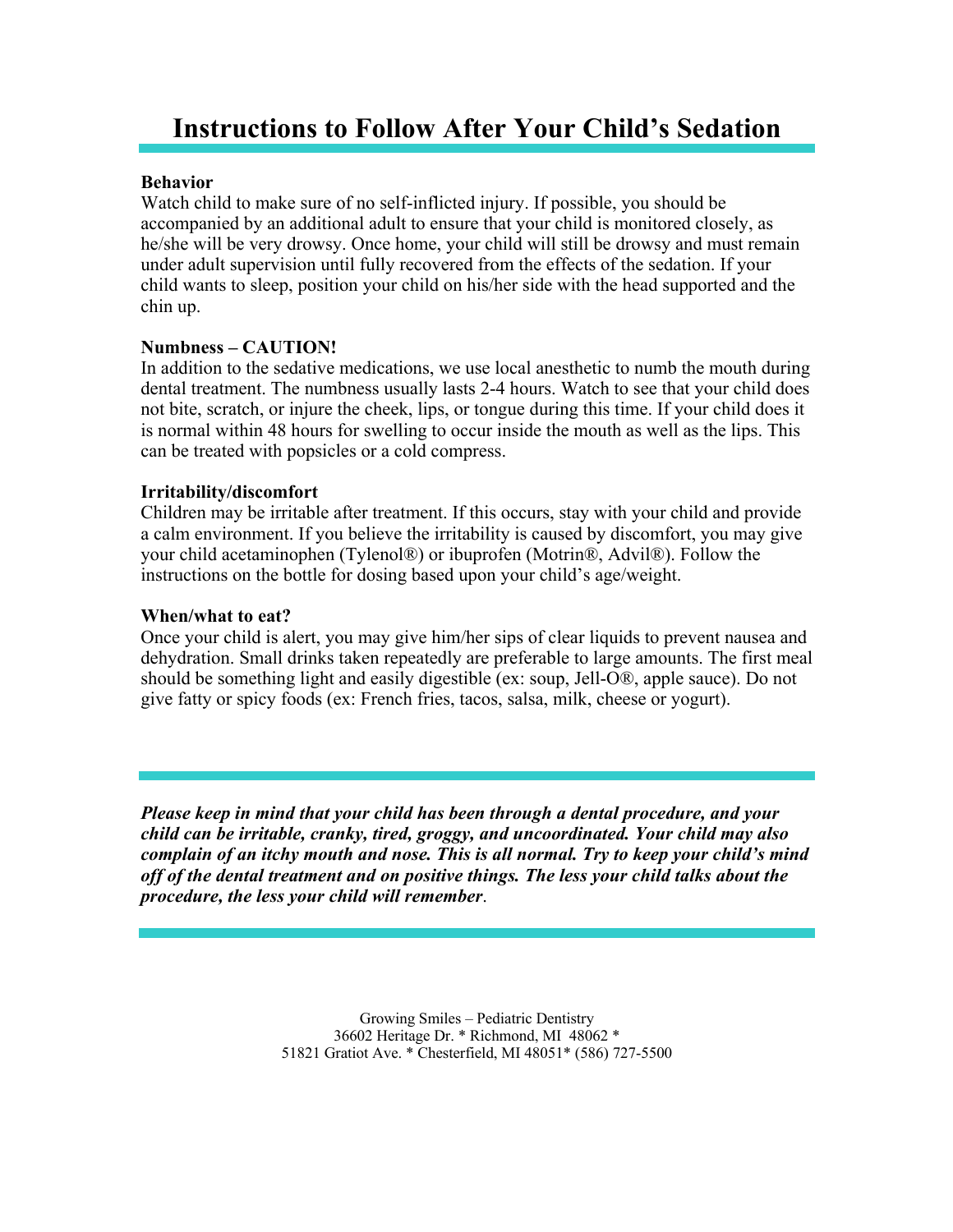# Instructions to Follow After Your Child's Sedation

**Behavior**

Watch child to make sure of no self-inflicted injury. If possible, you should be accompanied by an additional adult to ensure that your child is monitored closely, as he/she will be very drowsy. Once home, your child will still be drowsy and must remain under adult supervision until fully recovered from the effects of the sedation. If your child wants to sleep, position your child on his/her side with the head supported and the chin up.

**Numbness – CAUTION!**

In addition to the sedative medications, we use local anesthetic to numb the mouth during dental treatment. The numbness usually lasts 2-4 hours. Watch to see that your child does not bite, scratch, or injure the cheek, lips, or tongue during this time. If your child does it is normal within 48 hours for swelling to occur inside the mouth as well as the lips. This can be treated with popsicles or a cold compress.

**Irritability/discomfort**

Children may be irritable after treatment. If this occurs, stay with your child and provide a calm environment. If you believe the irritability is caused by discomfort, you may give your child acetaminophen (Tylenol®) or ibuprofen (Motrin®, Advil®). Follow the instructions on the bottle for dosing based upon your child's age/weight.

**When/what to eat?**

Once your child is alert, you may give him/her sips of clear liquids to prevent nausea and dehydration. Small drinks taken repeatedly are preferable to large amounts. The first meal should be something light and easily digestible (ex: soup, Jell-O®, apple sauce). Do not give fatty or spicy foods (ex: French fries, tacos, salsa, milk, cheese or yogurt).

---

***Please keep in mind that your child has been through a dental procedure, and your child can be irritable, cranky, tired, groggy, and uncoordinated. Your child may also complain of an itchy mouth and nose. This is all normal. Try to keep your child's mind off of the dental treatment and on positive things. The less your child talks about the procedure, the less your child will remember***.

---

Growing Smiles – Pediatric Dentistry
36602 Heritage Dr. * Richmond, MI 48062 *
51821 Gratiot Ave. * Chesterfield, MI 48051* (586) 727-5500